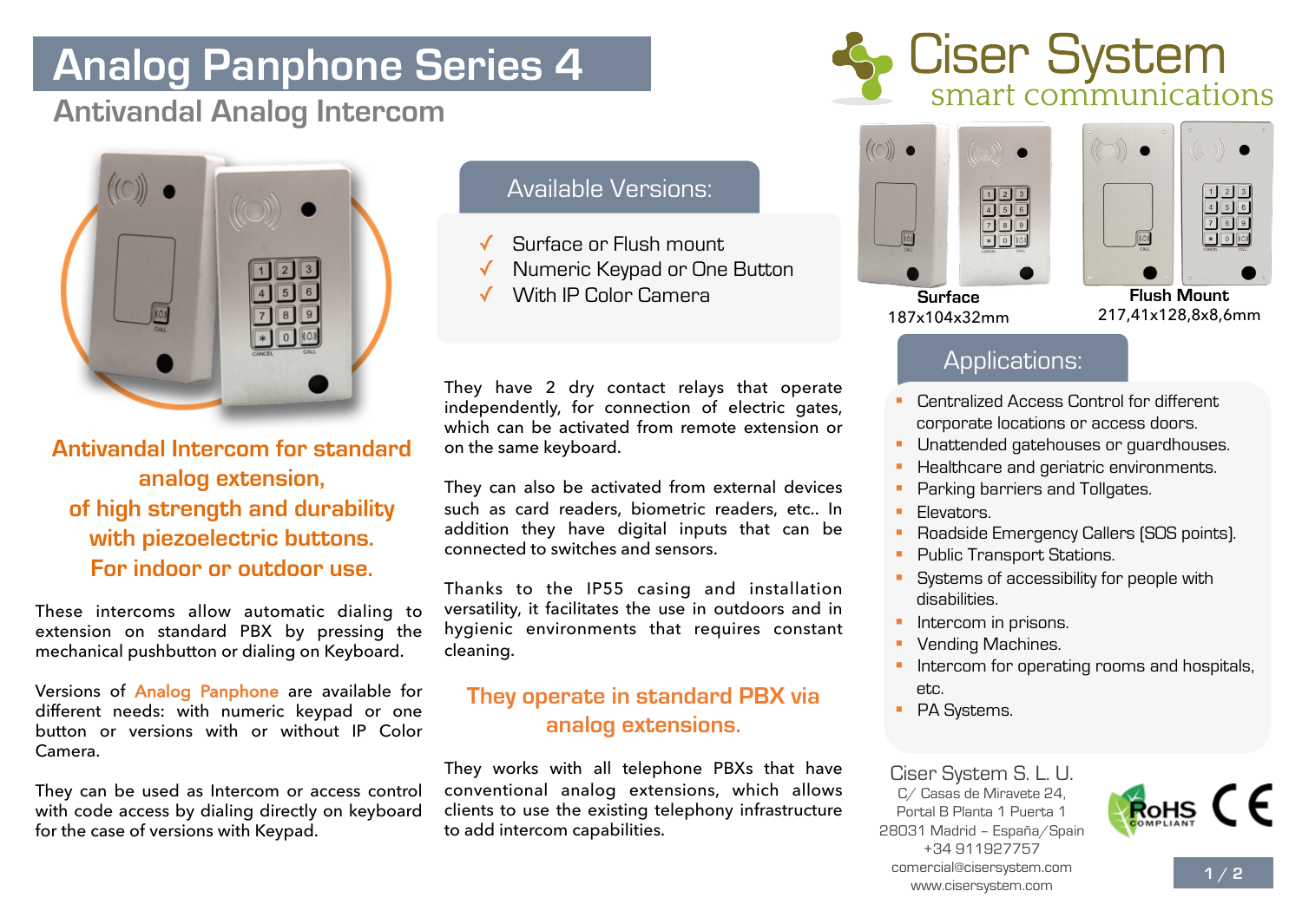# Analog Panphone Series 4

## Antivandal Analog Intercom

Ciser System
smart communications

**Antivandal Intercom for standard analog extension, of high strength and durability with piezoelectric buttons. For indoor or outdoor use.**

These intercoms allow automatic dialing to extension on standard PBX by pressing the mechanical pushbutton or dialing on Keyboard.

Versions of Analog Panphone are available for different needs: with numeric keypad or one button or versions with or without IP Color Camera.

They can be used as Intercom or access control with code access by dialing directly on keyboard for the case of versions with Keypad.

### Available Versions:

- ✓ Surface or Flush mount
- ✓ Numeric Keypad or One Button
- ✓ With IP Color Camera

They have 2 dry contact relays that operate independently, for connection of electric gates, which can be activated from remote extension or on the same keyboard.

They can also be activated from external devices such as card readers, biometric readers, etc.. In addition they have digital inputs that can be connected to switches and sensors.

Thanks to the IP55 casing and installation versatility, it facilitates the use in outdoors and in hygienic environments that requires constant cleaning.

**They operate in standard PBX via analog extensions.**

They works with all telephone PBXs that have conventional analog extensions, which allows clients to use the existing telephony infrastructure to add intercom capabilities.

**Surface**
187x104x32mm

**Flush Mount**
217,41x128,8x8,6mm

### Applications:

- Centralized Access Control for different corporate locations or access doors.
- Unattended gatehouses or guardhouses.
- Healthcare and geriatric environments.
- Parking barriers and Tollgates.
- Elevators.
- Roadside Emergency Callers (SOS points).
- Public Transport Stations.
- Systems of accessibility for people with disabilities.
- Intercom in prisons.
- Vending Machines.
- Intercom for operating rooms and hospitals, etc.
- PA Systems.

Ciser System S. L. U.
C/ Casas de Miravete 24,
Portal B Planta 1 Puerta 1
28031 Madrid – España/Spain
+34 911927757
comercial@cisersystem.com
www.cisersystem.com

RoHS COMPLIANT CE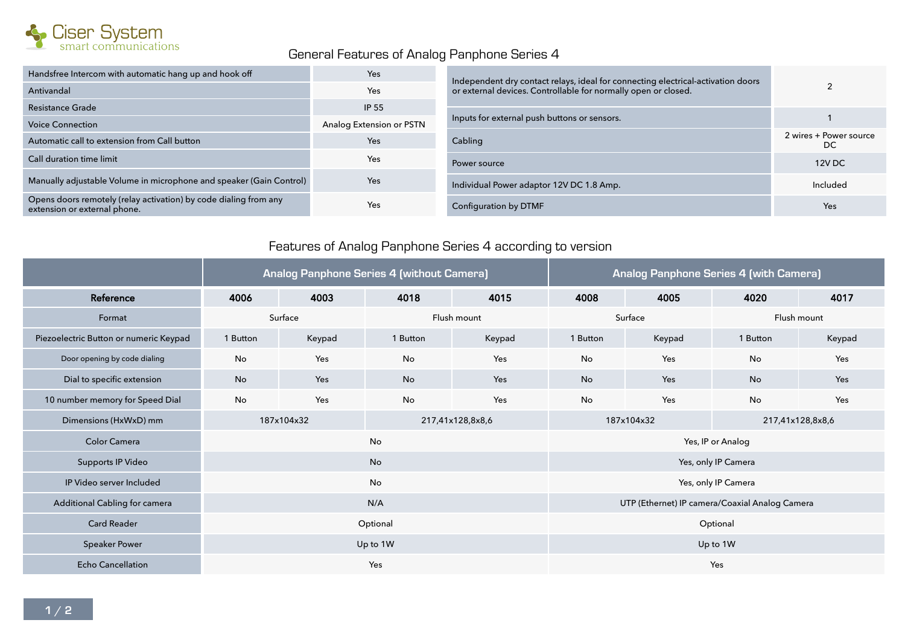Ciser System
smart communications

# General Features of Analog Panphone Series 4

| | |
|---|---|
| Handsfree Intercom with automatic hang up and hook off | Yes |
| Antivandal | Yes |
| Resistance Grade | IP 55 |
| Voice Connection | Analog Extension or PSTN |
| Automatic call to extension from Call button | Yes |
| Call duration time limit | Yes |
| Manually adjustable Volume in microphone and speaker (Gain Control) | Yes |
| Opens doors remotely (relay activation) by code dialing from any extension or external phone. | Yes |

| | |
|---|---|
| Independent dry contact relays, ideal for connecting electrical-activation doors or external devices. Controllable for normally open or closed. | 2 |
| Inputs for external push buttons or sensors. | 1 |
| Cabling | 2 wires + Power source DC |
| Power source | 12V DC |
| Individual Power adaptor 12V DC 1.8 Amp. | Included |
| Configuration by DTMF | Yes |

# Features of Analog Panphone Series 4 according to version

| | Analog Panphone Series 4 (without Camera) | | | | Analog Panphone Series 4 (with Camera) | | | |
|---|---|---|---|---|---|---|---|---|
| **Reference** | **4006** | **4003** | **4018** | **4015** | **4008** | **4005** | **4020** | **4017** |
| Format | Surface | | Flush mount | | Surface | | Flush mount | |
| Piezoelectric Button or numeric Keypad | 1 Button | Keypad | 1 Button | Keypad | 1 Button | Keypad | 1 Button | Keypad |
| Door opening by code dialing | No | Yes | No | Yes | No | Yes | No | Yes |
| Dial to specific extension | No | Yes | No | Yes | No | Yes | No | Yes |
| 10 number memory for Speed Dial | No | Yes | No | Yes | No | Yes | No | Yes |
| Dimensions (HxWxD) mm | 187x104x32 | | 217,41x128,8x8,6 | | 187x104x32 | | 217,41x128,8x8,6 | |
| Color Camera | No | | | | Yes, IP or Analog | | | |
| Supports IP Video | No | | | | Yes, only IP Camera | | | |
| IP Video server Included | No | | | | Yes, only IP Camera | | | |
| Additional Cabling for camera | N/A | | | | UTP (Ethernet) IP camera/Coaxial Analog Camera | | | |
| Card Reader | Optional | | | | Optional | | | |
| Speaker Power | Up to 1W | | | | Up to 1W | | | |
| Echo Cancellation | Yes | | | | Yes | | | |